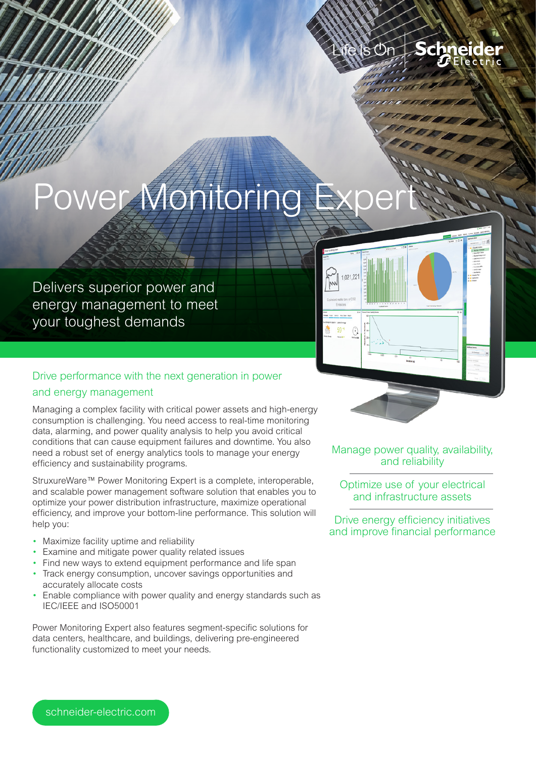# Power Monitoring Expert

Delivers superior power and energy management to meet your toughest demands

## Drive performance with the next generation in power and energy management

Managing a complex facility with critical power assets and high-energy consumption is challenging. You need access to real-time monitoring data, alarming, and power quality analysis to help you avoid critical conditions that can cause equipment failures and downtime. You also need a robust set of energy analytics tools to manage your energy efficiency and sustainability programs.

StruxureWare™ Power Monitoring Expert is a complete, interoperable, and scalable power management software solution that enables you to optimize your power distribution infrastructure, maximize operational efficiency, and improve your bottom-line performance. This solution will help you:

- Maximize facility uptime and reliability
- Examine and mitigate power quality related issues
- Find new ways to extend equipment performance and life span
- Track energy consumption, uncover savings opportunities and accurately allocate costs
- Enable compliance with power quality and energy standards such as IEC/IEEE and ISO50001

Power Monitoring Expert also features segment-specific solutions for data centers, healthcare, and buildings, delivering pre-engineered functionality customized to meet your needs.

Manage power quality, availability, and reliability

Optimize use of your electrical and infrastructure assets

Drive energy efficiency initiatives and improve financial performance

schneider-electric.com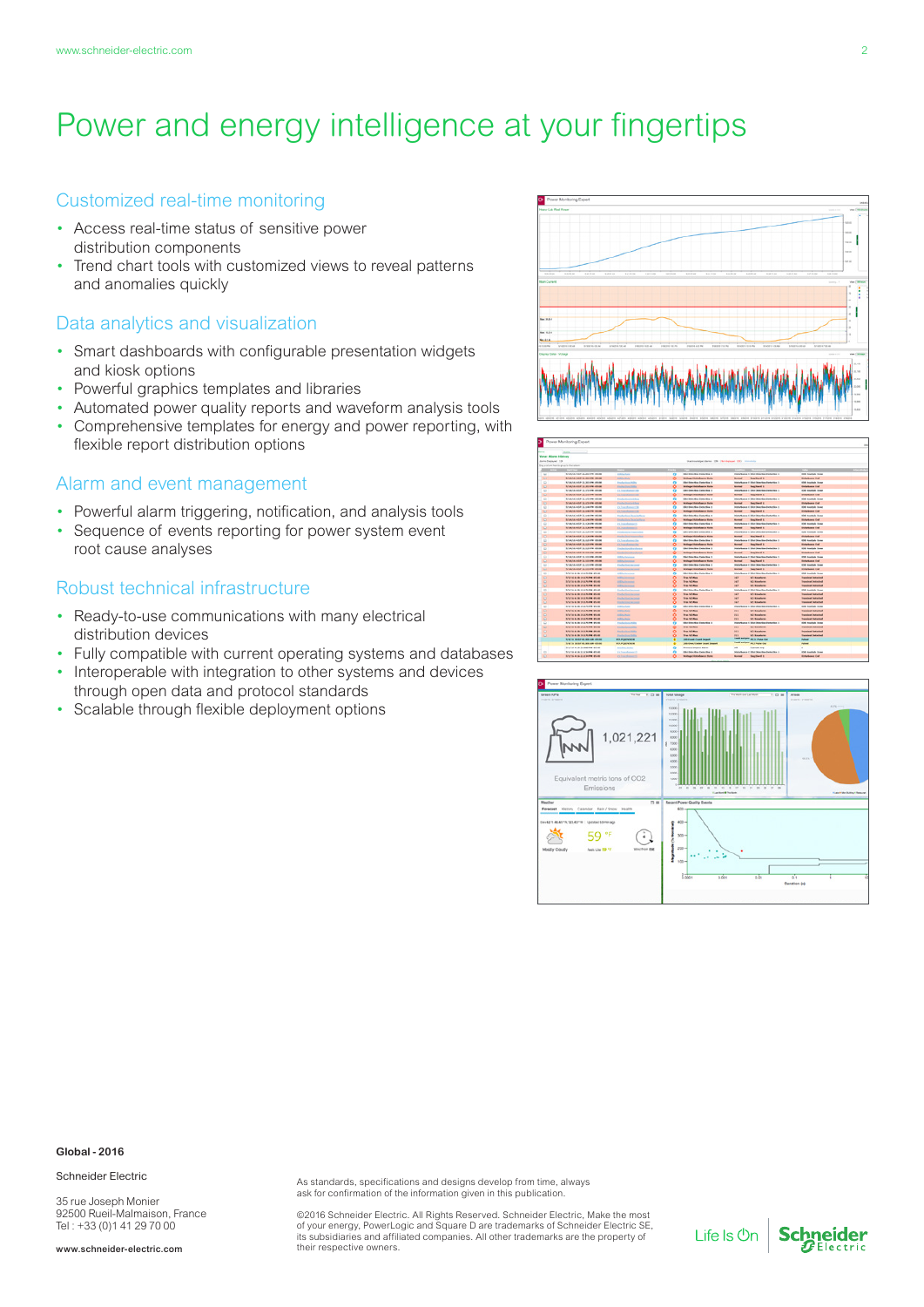# Power and energy intelligence at your fingertips

## Customized real-time monitoring

- Access real-time status of sensitive power distribution components
- Trend chart tools with customized views to reveal patterns and anomalies quickly

## Data analytics and visualization

- Smart dashboards with configurable presentation widgets and kiosk options
- Powerful graphics templates and libraries
- Automated power quality reports and waveform analysis tools
- Comprehensive templates for energy and power reporting, with flexible report distribution options

## Alarm and event management

- Powerful alarm triggering, notification, and analysis tools
- Sequence of events reporting for power system event root cause analyses

## Robust technical infrastructure

- Ready-to-use communications with many electrical distribution devices
- Fully compatible with current operating systems and databases
- Interoperable with integration to other systems and devices through open data and protocol standards
- Scalable through flexible deployment options

**Global - 2016**

Schneider Electric

35 rue Joseph Monier
92500 Rueil-Malmaison, France
Tel : +33 (0)1 41 29 70 00

**www.schneider-electric.com**

As standards, specifications and designs develop from time, always ask for confirmation of the information given in this publication.

©2016 Schneider Electric. All Rights Reserved. Schneider Electric, Make the most of your energy, PowerLogic and Square D are trademarks of Schneider Electric SE, its subsidiaries and affiliated companies. All other trademarks are the property of their respective owners.